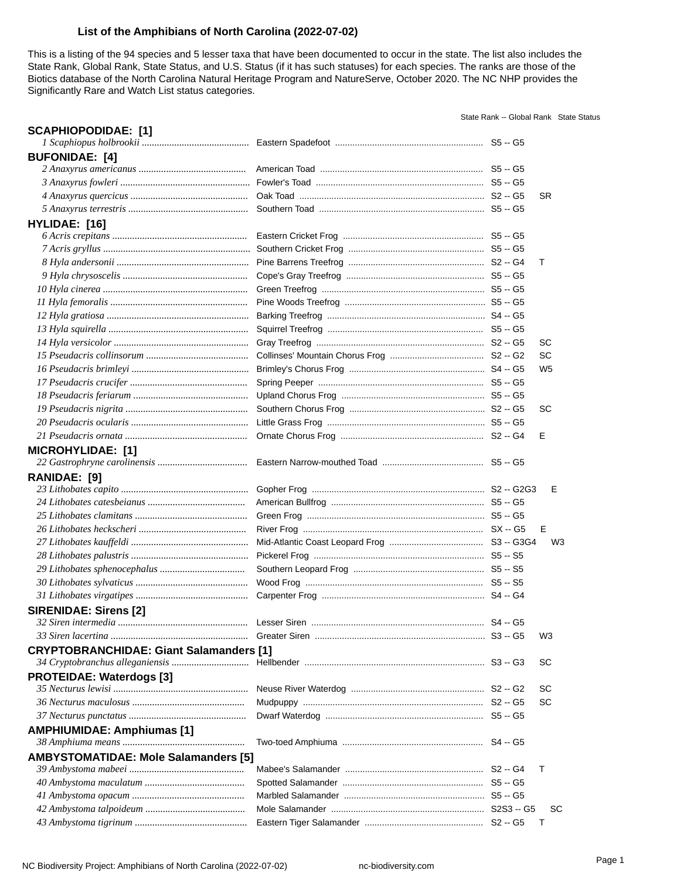# List of the Amphibians of North Carolina (2022-07-02)

This is a listing of the 94 species and 5 lesser taxa that have been documented to occur in the state. The list also includes the State Rank, Global Rank, State Status, and U.S. Status (if it has such statuses) for each species. The ranks are those of the Biotics database of the North Carolina Natural Heritage Program and NatureServe, October 2020. The NC NHP provides the Significantly Rare and Watch List status categories.

| Scientific Name | Common Name | State Rank -- Global Rank | State Status |
|---|---|---|---|
| **SCAPHIOPODIDAE: [1]** | | | |
| *1 Scaphiopus holbrookii* | Eastern Spadefoot | S5 -- G5 | |
| **BUFONIDAE: [4]** | | | |
| *2 Anaxyrus americanus* | American Toad | S5 -- G5 | |
| *3 Anaxyrus fowleri* | Fowler's Toad | S5 -- G5 | |
| *4 Anaxyrus quercicus* | Oak Toad | S2 -- G5 | SR |
| *5 Anaxyrus terrestris* | Southern Toad | S5 -- G5 | |
| **HYLIDAE: [16]** | | | |
| *6 Acris crepitans* | Eastern Cricket Frog | S5 -- G5 | |
| *7 Acris gryllus* | Southern Cricket Frog | S5 -- G5 | |
| *8 Hyla andersonii* | Pine Barrens Treefrog | S2 -- G4 | T |
| *9 Hyla chrysoscelis* | Cope's Gray Treefrog | S5 -- G5 | |
| *10 Hyla cinerea* | Green Treefrog | S5 -- G5 | |
| *11 Hyla femoralis* | Pine Woods Treefrog | S5 -- G5 | |
| *12 Hyla gratiosa* | Barking Treefrog | S4 -- G5 | |
| *13 Hyla squirella* | Squirrel Treefrog | S5 -- G5 | |
| *14 Hyla versicolor* | Gray Treefrog | S2 -- G5 | SC |
| *15 Pseudacris collinsorum* | Collinses' Mountain Chorus Frog | S2 -- G2 | SC |
| *16 Pseudacris brimleyi* | Brimley's Chorus Frog | S4 -- G5 | W5 |
| *17 Pseudacris crucifer* | Spring Peeper | S5 -- G5 | |
| *18 Pseudacris feriarum* | Upland Chorus Frog | S5 -- G5 | |
| *19 Pseudacris nigrita* | Southern Chorus Frog | S2 -- G5 | SC |
| *20 Pseudacris ocularis* | Little Grass Frog | S5 -- G5 | |
| *21 Pseudacris ornata* | Ornate Chorus Frog | S2 -- G4 | E |
| **MICROHYLIDAE: [1]** | | | |
| *22 Gastrophryne carolinensis* | Eastern Narrow-mouthed Toad | S5 -- G5 | |
| **RANIDAE: [9]** | | | |
| *23 Lithobates capito* | Gopher Frog | S2 -- G2G3 | E |
| *24 Lithobates catesbeianus* | American Bullfrog | S5 -- G5 | |
| *25 Lithobates clamitans* | Green Frog | S5 -- G5 | |
| *26 Lithobates heckscheri* | River Frog | SX -- G5 | E |
| *27 Lithobates kauffeldi* | Mid-Atlantic Coast Leopard Frog | S3 -- G3G4 | W3 |
| *28 Lithobates palustris* | Pickerel Frog | S5 -- S5 | |
| *29 Lithobates sphenocephalus* | Southern Leopard Frog | S5 -- S5 | |
| *30 Lithobates sylvaticus* | Wood Frog | S5 -- S5 | |
| *31 Lithobates virgatipes* | Carpenter Frog | S4 -- G4 | |
| **SIRENIDAE: Sirens [2]** | | | |
| *32 Siren intermedia* | Lesser Siren | S4 -- G5 | |
| *33 Siren lacertina* | Greater Siren | S3 -- G5 | W3 |
| **CRYPTOBRANCHIDAE: Giant Salamanders [1]** | | | |
| *34 Cryptobranchus alleganiensis* | Hellbender | S3 -- G3 | SC |
| **PROTEIDAE: Waterdogs [3]** | | | |
| *35 Necturus lewisi* | Neuse River Waterdog | S2 -- G2 | SC |
| *36 Necturus maculosus* | Mudpuppy | S2 -- G5 | SC |
| *37 Necturus punctatus* | Dwarf Waterdog | S5 -- G5 | |
| **AMPHIUMIDAE: Amphiumas [1]** | | | |
| *38 Amphiuma means* | Two-toed Amphiuma | S4 -- G5 | |
| **AMBYSTOMATIDAE: Mole Salamanders [5]** | | | |
| *39 Ambystoma mabeei* | Mabee's Salamander | S2 -- G4 | T |
| *40 Ambystoma maculatum* | Spotted Salamander | S5 -- G5 | |
| *41 Ambystoma opacum* | Marbled Salamander | S5 -- G5 | |
| *42 Ambystoma talpoideum* | Mole Salamander | S2S3 -- G5 | SC |
| *43 Ambystoma tigrinum* | Eastern Tiger Salamander | S2 -- G5 | T |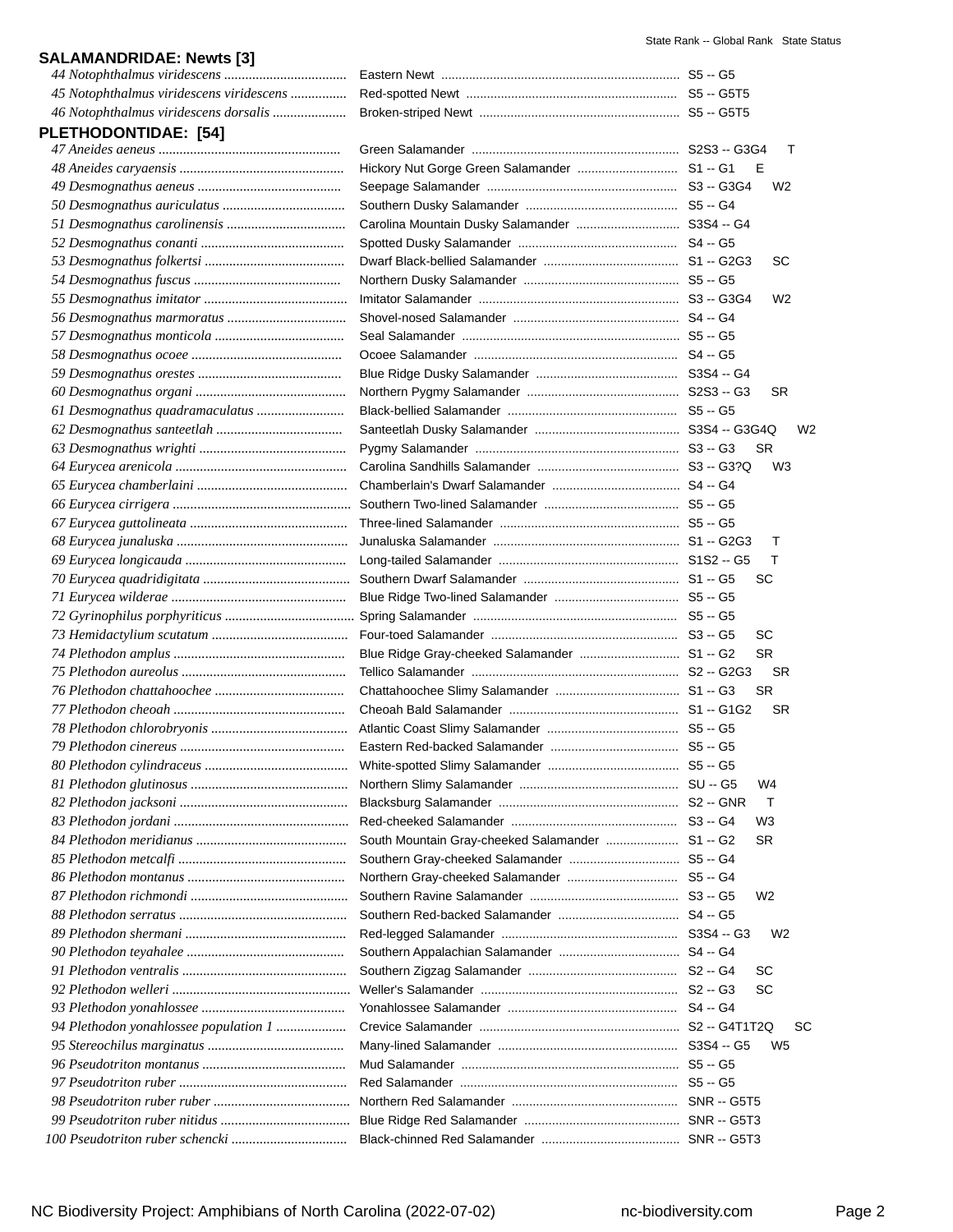State Rank -- Global Rank   State Status

## SALAMANDRIDAE: Newts [3]

| Scientific Name | Common Name | State Rank -- Global Rank | State Status |
|---|---|---|---|
| 44 *Notophthalmus viridescens* | Eastern Newt | S5 -- G5 | |
| 45 *Notophthalmus viridescens viridescens* | Red-spotted Newt | S5 -- G5T5 | |
| 46 *Notophthalmus viridescens dorsalis* | Broken-striped Newt | S5 -- G5T5 | |

## PLETHODONTIDAE: [54]

| Scientific Name | Common Name | State Rank -- Global Rank | State Status |
|---|---|---|---|
| 47 *Aneides aeneus* | Green Salamander | S2S3 -- G3G4 | T |
| 48 *Aneides caryaensis* | Hickory Nut Gorge Green Salamander | S1 -- G1 | E |
| 49 *Desmognathus aeneus* | Seepage Salamander | S3 -- G3G4 | W2 |
| 50 *Desmognathus auriculatus* | Southern Dusky Salamander | S5 -- G4 | |
| 51 *Desmognathus carolinensis* | Carolina Mountain Dusky Salamander | S3S4 -- G4 | |
| 52 *Desmognathus conanti* | Spotted Dusky Salamander | S4 -- G5 | |
| 53 *Desmognathus folkertsi* | Dwarf Black-bellied Salamander | S1 -- G2G3 | SC |
| 54 *Desmognathus fuscus* | Northern Dusky Salamander | S5 -- G5 | |
| 55 *Desmognathus imitator* | Imitator Salamander | S3 -- G3G4 | W2 |
| 56 *Desmognathus marmoratus* | Shovel-nosed Salamander | S4 -- G4 | |
| 57 *Desmognathus monticola* | Seal Salamander | S5 -- G5 | |
| 58 *Desmognathus ocoee* | Ocoee Salamander | S4 -- G5 | |
| 59 *Desmognathus orestes* | Blue Ridge Dusky Salamander | S3S4 -- G4 | |
| 60 *Desmognathus organi* | Northern Pygmy Salamander | S2S3 -- G3 | SR |
| 61 *Desmognathus quadramaculatus* | Black-bellied Salamander | S5 -- G5 | |
| 62 *Desmognathus santeetlah* | Santeetlah Dusky Salamander | S3S4 -- G3G4Q | W2 |
| 63 *Desmognathus wrighti* | Pygmy Salamander | S3 -- G3 | SR |
| 64 *Eurycea arenicola* | Carolina Sandhills Salamander | S3 -- G3?Q | W3 |
| 65 *Eurycea chamberlaini* | Chamberlain's Dwarf Salamander | S4 -- G4 | |
| 66 *Eurycea cirrigera* | Southern Two-lined Salamander | S5 -- G5 | |
| 67 *Eurycea guttolineata* | Three-lined Salamander | S5 -- G5 | |
| 68 *Eurycea junaluska* | Junaluska Salamander | S1 -- G2G3 | T |
| 69 *Eurycea longicauda* | Long-tailed Salamander | S1S2 -- G5 | T |
| 70 *Eurycea quadridigitata* | Southern Dwarf Salamander | S1 -- G5 | SC |
| 71 *Eurycea wilderae* | Blue Ridge Two-lined Salamander | S5 -- G5 | |
| 72 *Gyrinophilus porphyriticus* | Spring Salamander | S5 -- G5 | |
| 73 *Hemidactylium scutatum* | Four-toed Salamander | S3 -- G5 | SC |
| 74 *Plethodon amplus* | Blue Ridge Gray-cheeked Salamander | S1 -- G2 | SR |
| 75 *Plethodon aureolus* | Tellico Salamander | S2 -- G2G3 | SR |
| 76 *Plethodon chattahoochee* | Chattahoochee Slimy Salamander | S1 -- G3 | SR |
| 77 *Plethodon cheoah* | Cheoah Bald Salamander | S1 -- G1G2 | SR |
| 78 *Plethodon chlorobryonis* | Atlantic Coast Slimy Salamander | S5 -- G5 | |
| 79 *Plethodon cinereus* | Eastern Red-backed Salamander | S5 -- G5 | |
| 80 *Plethodon cylindraceus* | White-spotted Slimy Salamander | S5 -- G5 | |
| 81 *Plethodon glutinosus* | Northern Slimy Salamander | SU -- G5 | W4 |
| 82 *Plethodon jacksoni* | Blacksburg Salamander | S2 -- GNR | T |
| 83 *Plethodon jordani* | Red-cheeked Salamander | S3 -- G4 | W3 |
| 84 *Plethodon meridianus* | South Mountain Gray-cheeked Salamander | S1 -- G2 | SR |
| 85 *Plethodon metcalfi* | Southern Gray-cheeked Salamander | S5 -- G4 | |
| 86 *Plethodon montanus* | Northern Gray-cheeked Salamander | S5 -- G4 | |
| 87 *Plethodon richmondi* | Southern Ravine Salamander | S3 -- G5 | W2 |
| 88 *Plethodon serratus* | Southern Red-backed Salamander | S4 -- G5 | |
| 89 *Plethodon shermani* | Red-legged Salamander | S3S4 -- G3 | W2 |
| 90 *Plethodon teyahalee* | Southern Appalachian Salamander | S4 -- G4 | |
| 91 *Plethodon ventralis* | Southern Zigzag Salamander | S2 -- G4 | SC |
| 92 *Plethodon welleri* | Weller's Salamander | S2 -- G3 | SC |
| 93 *Plethodon yonahlossee* | Yonahlossee Salamander | S4 -- G4 | |
| 94 *Plethodon yonahlossee population 1* | Crevice Salamander | S2 -- G4T1T2Q | SC |
| 95 *Stereochilus marginatus* | Many-lined Salamander | S3S4 -- G5 | W5 |
| 96 *Pseudotriton montanus* | Mud Salamander | S5 -- G5 | |
| 97 *Pseudotriton ruber* | Red Salamander | S5 -- G5 | |
| 98 *Pseudotriton ruber ruber* | Northern Red Salamander | SNR -- G5T5 | |
| 99 *Pseudotriton ruber nitidus* | Blue Ridge Red Salamander | SNR -- G5T3 | |
| 100 *Pseudotriton ruber schencki* | Black-chinned Red Salamander | SNR -- G5T3 | |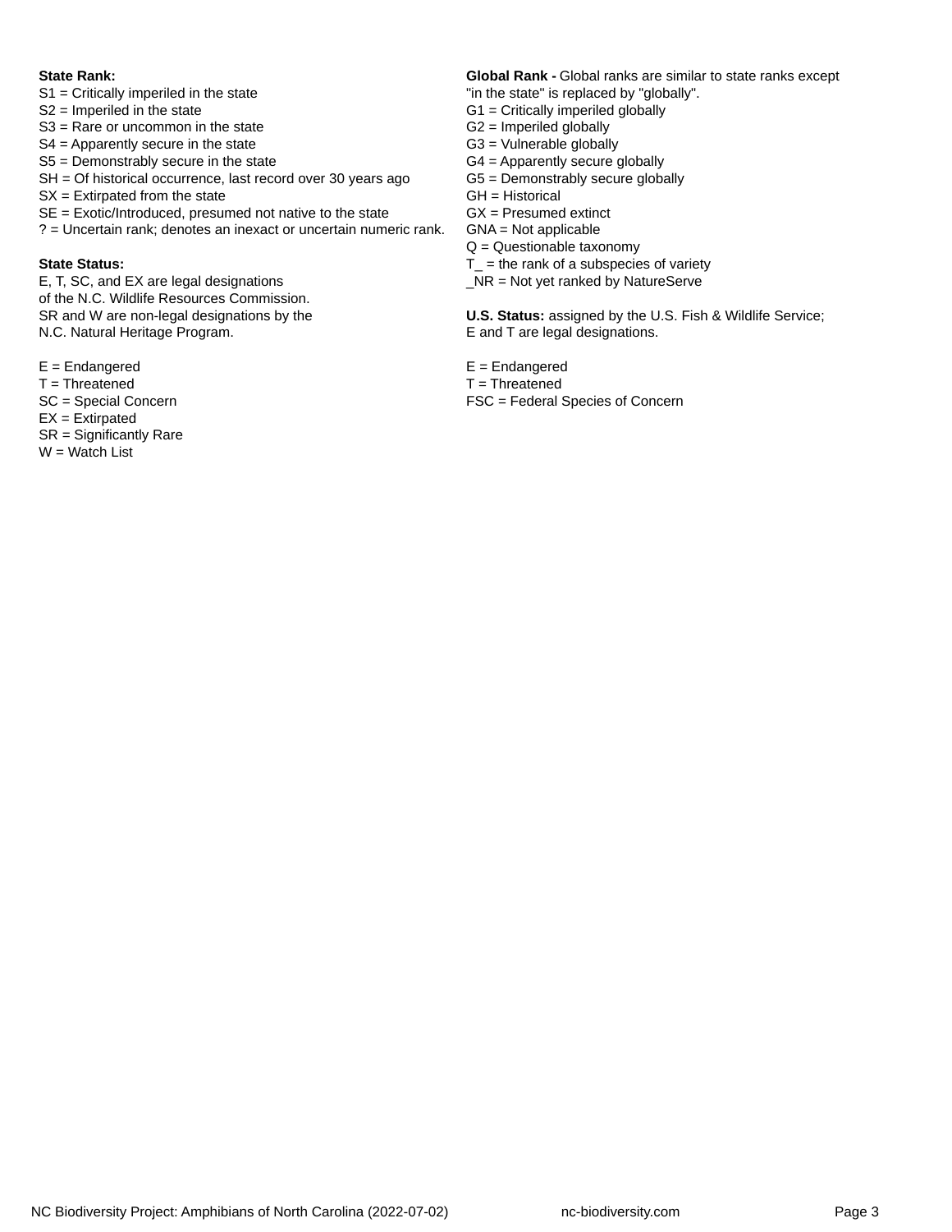**State Rank:**
S1 = Critically imperiled in the state
S2 = Imperiled in the state
S3 = Rare or uncommon in the state
S4 = Apparently secure in the state
S5 = Demonstrably secure in the state
SH = Of historical occurrence, last record over 30 years ago
SX = Extirpated from the state
SE = Exotic/Introduced, presumed not native to the state
? = Uncertain rank; denotes an inexact or uncertain numeric rank.

**State Status:**
E, T, SC, and EX are legal designations
of the N.C. Wildlife Resources Commission.
SR and W are non-legal designations by the
N.C. Natural Heritage Program.

E = Endangered
T = Threatened
SC = Special Concern
EX = Extirpated
SR = Significantly Rare
W = Watch List

**Global Rank -** Global ranks are similar to state ranks except "in the state" is replaced by "globally".
G1 = Critically imperiled globally
G2 = Imperiled globally
G3 = Vulnerable globally
G4 = Apparently secure globally
G5 = Demonstrably secure globally
GH = Historical
GX = Presumed extinct
GNA = Not applicable
Q = Questionable taxonomy
T_ = the rank of a subspecies of variety
_NR = Not yet ranked by NatureServe

**U.S. Status:** assigned by the U.S. Fish & Wildlife Service; E and T are legal designations.

E = Endangered
T = Threatened
FSC = Federal Species of Concern